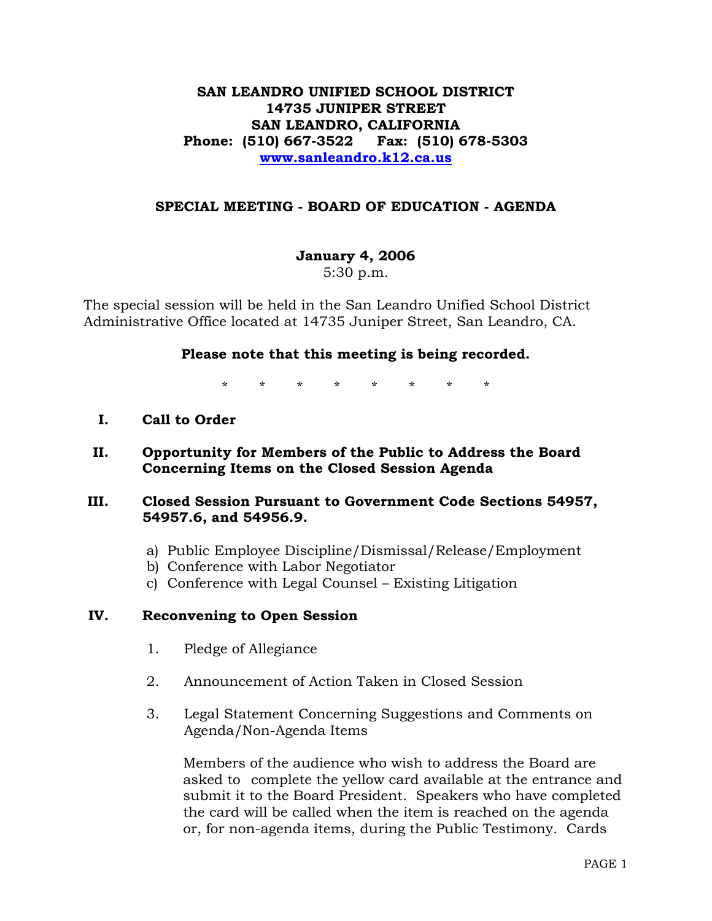**SAN LEANDRO UNIFIED SCHOOL DISTRICT**
**14735 JUNIPER STREET**
**SAN LEANDRO, CALIFORNIA**
**Phone: (510) 667-3522 Fax: (510) 678-5303**
**www.sanleandro.k12.ca.us**

## SPECIAL MEETING - BOARD OF EDUCATION - AGENDA

**January 4, 2006**
5:30 p.m.

The special session will be held in the San Leandro Unified School District Administrative Office located at 14735 Juniper Street, San Leandro, CA.

**Please note that this meeting is being recorded.**

\* \* \* \* \* \* \* \*

**I. Call to Order**

**II. Opportunity for Members of the Public to Address the Board Concerning Items on the Closed Session Agenda**

**III. Closed Session Pursuant to Government Code Sections 54957, 54957.6, and 54956.9.**

a) Public Employee Discipline/Dismissal/Release/Employment
b) Conference with Labor Negotiator
c) Conference with Legal Counsel – Existing Litigation

**IV. Reconvening to Open Session**

1. Pledge of Allegiance

2. Announcement of Action Taken in Closed Session

3. Legal Statement Concerning Suggestions and Comments on Agenda/Non-Agenda Items

   Members of the audience who wish to address the Board are asked to complete the yellow card available at the entrance and submit it to the Board President. Speakers who have completed the card will be called when the item is reached on the agenda or, for non-agenda items, during the Public Testimony. Cards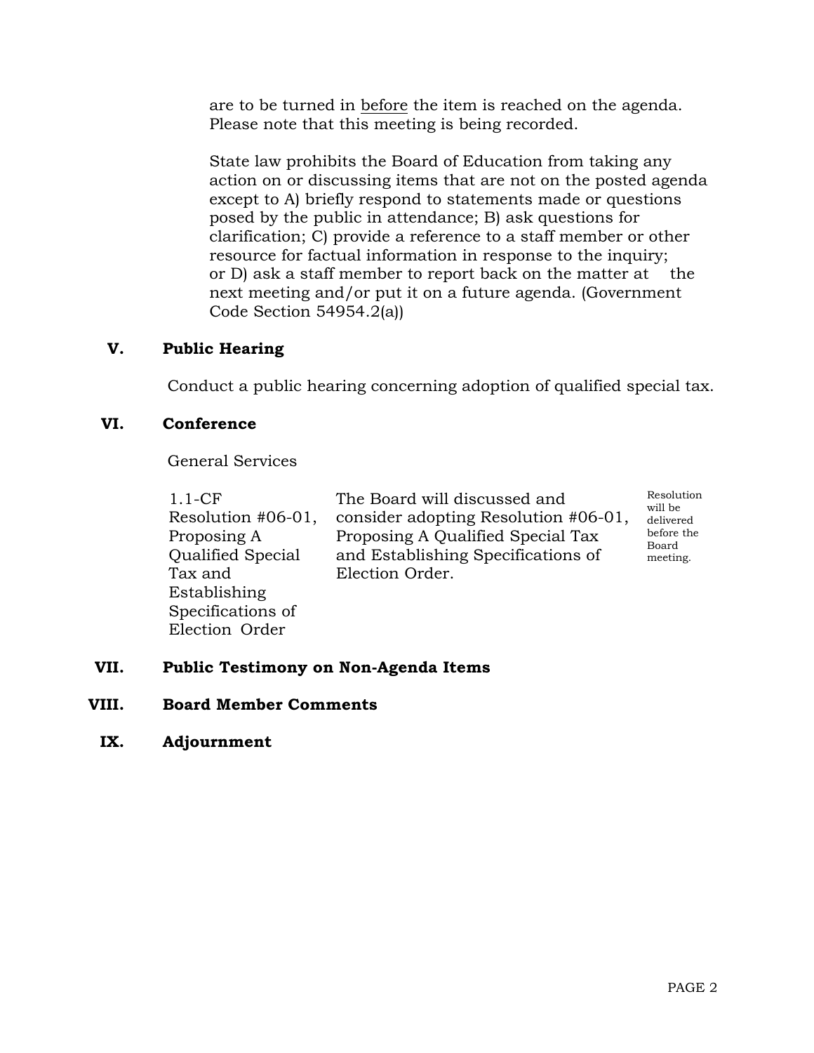are to be turned in before the item is reached on the agenda. Please note that this meeting is being recorded.

State law prohibits the Board of Education from taking any action on or discussing items that are not on the posted agenda except to A) briefly respond to statements made or questions posed by the public in attendance; B) ask questions for clarification; C) provide a reference to a staff member or other resource for factual information in response to the inquiry; or D) ask a staff member to report back on the matter at the next meeting and/or put it on a future agenda. (Government Code Section 54954.2(a))

## V. Public Hearing

Conduct a public hearing concerning adoption of qualified special tax.

## VI. Conference

General Services

| | | |
|---|---|---|
| 1.1-CF Resolution #06-01, Proposing A Qualified Special Tax and Establishing Specifications of Election Order | The Board will discussed and consider adopting Resolution #06-01, Proposing A Qualified Special Tax and Establishing Specifications of Election Order. | Resolution will be delivered before the Board meeting. |

## VII. Public Testimony on Non-Agenda Items

## VIII. Board Member Comments

## IX. Adjournment